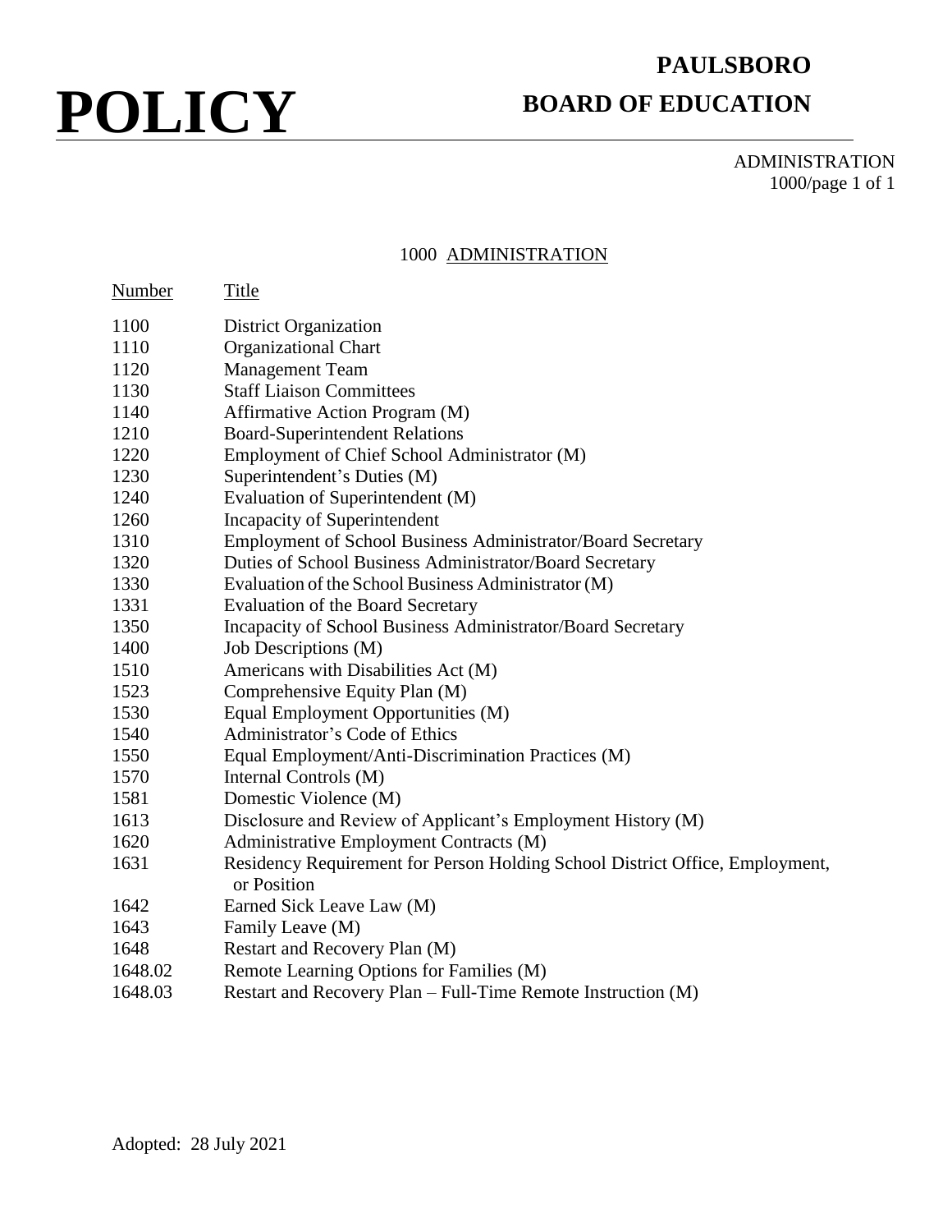# POLICY

## PAULSBORO BOARD OF EDUCATION

ADMINISTRATION

### 1000 ADMINISTRATION

| Number | Title |
| --- | --- |
| 1100 | District Organization |
| 1110 | Organizational Chart |
| 1120 | Management Team |
| 1130 | Staff Liaison Committees |
| 1140 | Affirmative Action Program (M) |
| 1210 | Board-Superintendent Relations |
| 1220 | Employment of Chief School Administrator (M) |
| 1230 | Superintendent's Duties (M) |
| 1240 | Evaluation of Superintendent (M) |
| 1260 | Incapacity of Superintendent |
| 1310 | Employment of School Business Administrator/Board Secretary |
| 1320 | Duties of School Business Administrator/Board Secretary |
| 1330 | Evaluation of the School Business Administrator (M) |
| 1331 | Evaluation of the Board Secretary |
| 1350 | Incapacity of School Business Administrator/Board Secretary |
| 1400 | Job Descriptions (M) |
| 1510 | Americans with Disabilities Act (M) |
| 1523 | Comprehensive Equity Plan (M) |
| 1530 | Equal Employment Opportunities (M) |
| 1540 | Administrator's Code of Ethics |
| 1550 | Equal Employment/Anti-Discrimination Practices (M) |
| 1570 | Internal Controls (M) |
| 1581 | Domestic Violence (M) |
| 1613 | Disclosure and Review of Applicant's Employment History (M) |
| 1620 | Administrative Employment Contracts (M) |
| 1631 | Residency Requirement for Person Holding School District Office, Employment, or Position |
| 1642 | Earned Sick Leave Law (M) |
| 1643 | Family Leave (M) |
| 1648 | Restart and Recovery Plan (M) |
| 1648.02 | Remote Learning Options for Families (M) |
| 1648.03 | Restart and Recovery Plan – Full-Time Remote Instruction (M) |

Adopted: 28 July 2021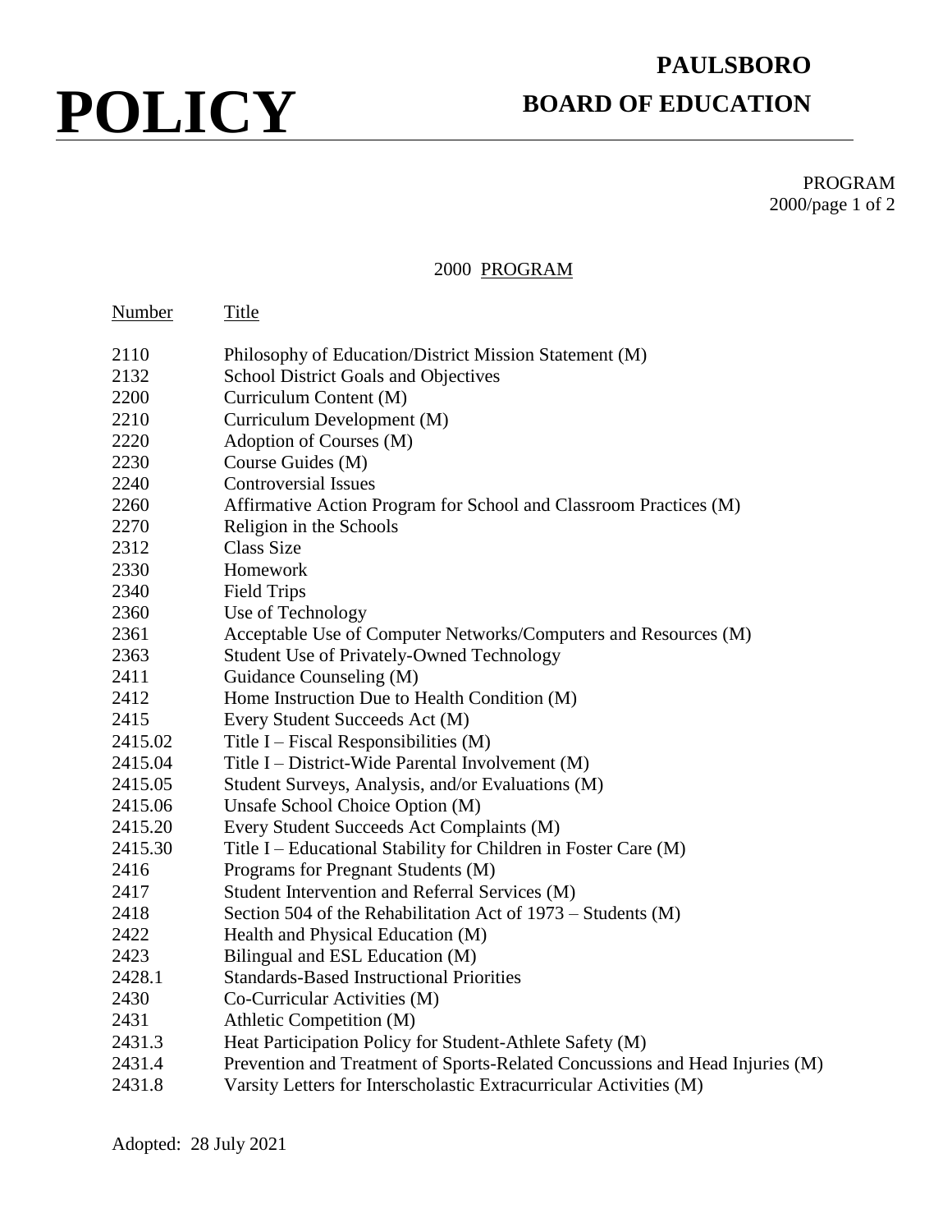# POLICY

## PAULSBORO BOARD OF EDUCATION

## 2000 PROGRAM

| Number | Title |
|---|---|
| 2110 | Philosophy of Education/District Mission Statement (M) |
| 2132 | School District Goals and Objectives |
| 2200 | Curriculum Content (M) |
| 2210 | Curriculum Development (M) |
| 2220 | Adoption of Courses (M) |
| 2230 | Course Guides (M) |
| 2240 | Controversial Issues |
| 2260 | Affirmative Action Program for School and Classroom Practices (M) |
| 2270 | Religion in the Schools |
| 2312 | Class Size |
| 2330 | Homework |
| 2340 | Field Trips |
| 2360 | Use of Technology |
| 2361 | Acceptable Use of Computer Networks/Computers and Resources (M) |
| 2363 | Student Use of Privately-Owned Technology |
| 2411 | Guidance Counseling (M) |
| 2412 | Home Instruction Due to Health Condition (M) |
| 2415 | Every Student Succeeds Act (M) |
| 2415.02 | Title I – Fiscal Responsibilities (M) |
| 2415.04 | Title I – District-Wide Parental Involvement (M) |
| 2415.05 | Student Surveys, Analysis, and/or Evaluations (M) |
| 2415.06 | Unsafe School Choice Option (M) |
| 2415.20 | Every Student Succeeds Act Complaints (M) |
| 2415.30 | Title I – Educational Stability for Children in Foster Care (M) |
| 2416 | Programs for Pregnant Students (M) |
| 2417 | Student Intervention and Referral Services (M) |
| 2418 | Section 504 of the Rehabilitation Act of 1973 – Students (M) |
| 2422 | Health and Physical Education (M) |
| 2423 | Bilingual and ESL Education (M) |
| 2428.1 | Standards-Based Instructional Priorities |
| 2430 | Co-Curricular Activities (M) |
| 2431 | Athletic Competition (M) |
| 2431.3 | Heat Participation Policy for Student-Athlete Safety (M) |
| 2431.4 | Prevention and Treatment of Sports-Related Concussions and Head Injuries (M) |
| 2431.8 | Varsity Letters for Interscholastic Extracurricular Activities (M) |

Adopted: 28 July 2021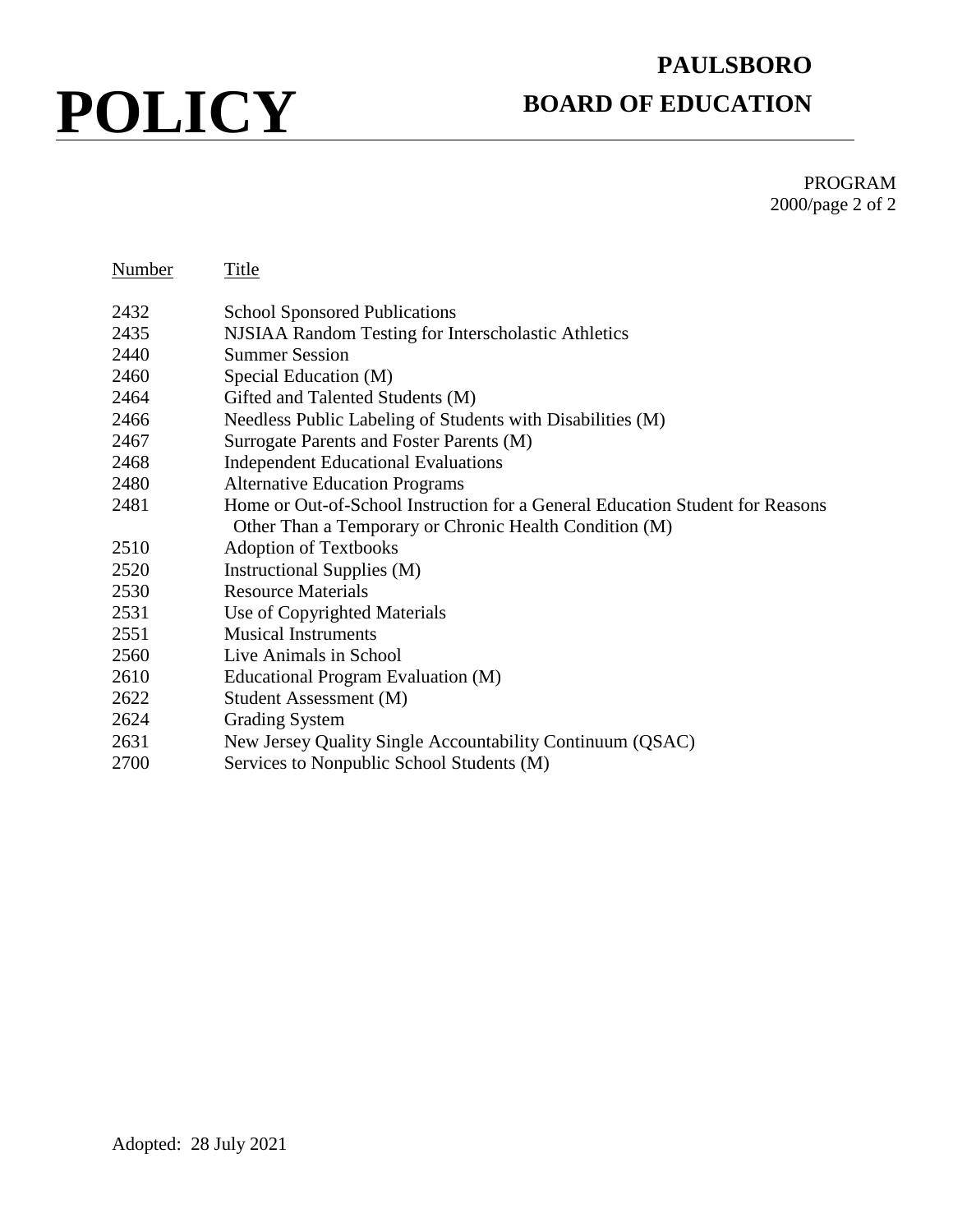| Number | Title |
|---|---|
| 2432 | School Sponsored Publications |
| 2435 | NJSIAA Random Testing for Interscholastic Athletics |
| 2440 | Summer Session |
| 2460 | Special Education (M) |
| 2464 | Gifted and Talented Students (M) |
| 2466 | Needless Public Labeling of Students with Disabilities (M) |
| 2467 | Surrogate Parents and Foster Parents (M) |
| 2468 | Independent Educational Evaluations |
| 2480 | Alternative Education Programs |
| 2481 | Home or Out-of-School Instruction for a General Education Student for Reasons Other Than a Temporary or Chronic Health Condition (M) |
| 2510 | Adoption of Textbooks |
| 2520 | Instructional Supplies (M) |
| 2530 | Resource Materials |
| 2531 | Use of Copyrighted Materials |
| 2551 | Musical Instruments |
| 2560 | Live Animals in School |
| 2610 | Educational Program Evaluation (M) |
| 2622 | Student Assessment (M) |
| 2624 | Grading System |
| 2631 | New Jersey Quality Single Accountability Continuum (QSAC) |
| 2700 | Services to Nonpublic School Students (M) |

Adopted: 28 July 2021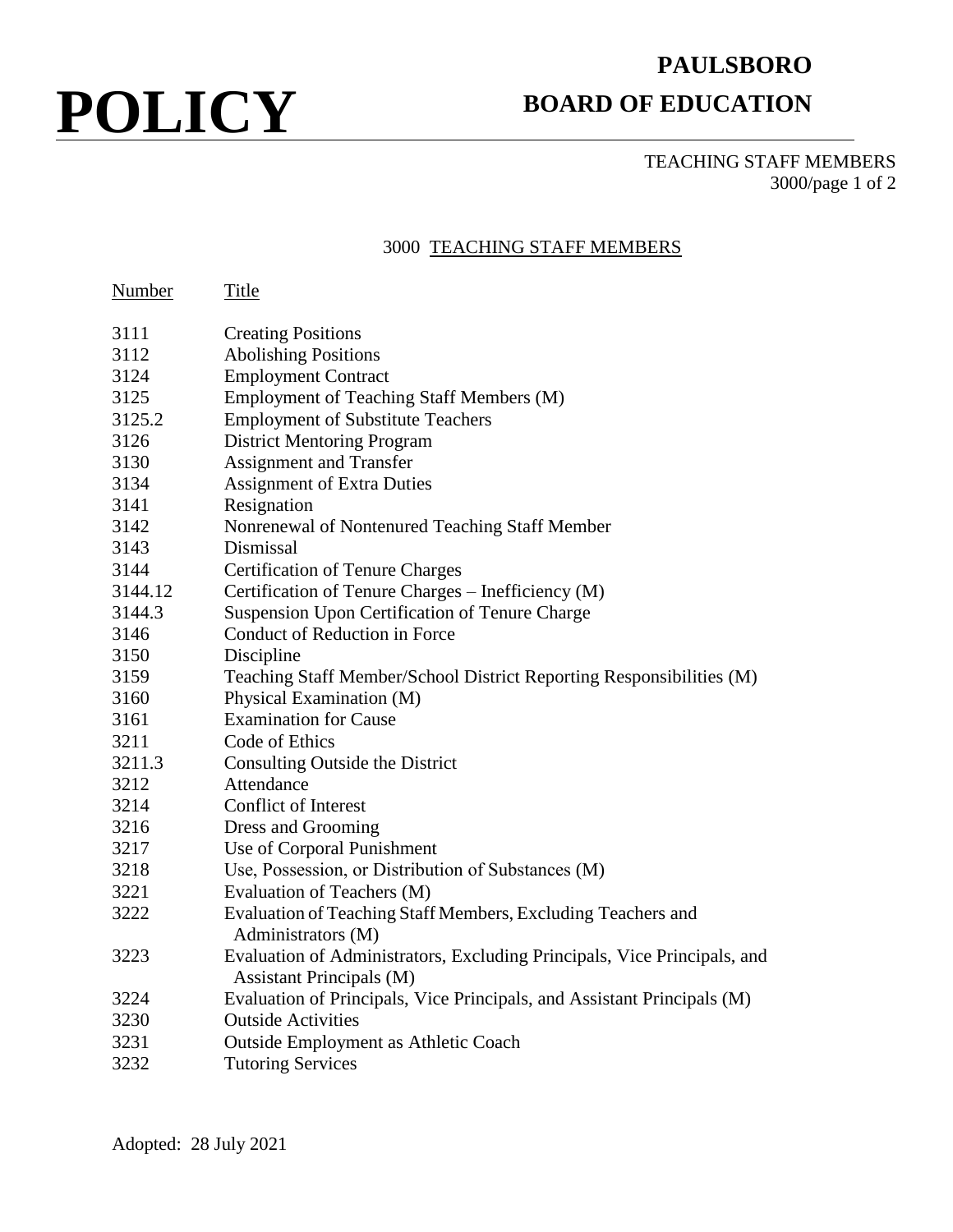# POLICY

## PAULSBORO BOARD OF EDUCATION

TEACHING STAFF MEMBERS

### 3000 TEACHING STAFF MEMBERS

| Number | Title |
|---|---|
| 3111 | Creating Positions |
| 3112 | Abolishing Positions |
| 3124 | Employment Contract |
| 3125 | Employment of Teaching Staff Members (M) |
| 3125.2 | Employment of Substitute Teachers |
| 3126 | District Mentoring Program |
| 3130 | Assignment and Transfer |
| 3134 | Assignment of Extra Duties |
| 3141 | Resignation |
| 3142 | Nonrenewal of Nontenured Teaching Staff Member |
| 3143 | Dismissal |
| 3144 | Certification of Tenure Charges |
| 3144.12 | Certification of Tenure Charges – Inefficiency (M) |
| 3144.3 | Suspension Upon Certification of Tenure Charge |
| 3146 | Conduct of Reduction in Force |
| 3150 | Discipline |
| 3159 | Teaching Staff Member/School District Reporting Responsibilities (M) |
| 3160 | Physical Examination (M) |
| 3161 | Examination for Cause |
| 3211 | Code of Ethics |
| 3211.3 | Consulting Outside the District |
| 3212 | Attendance |
| 3214 | Conflict of Interest |
| 3216 | Dress and Grooming |
| 3217 | Use of Corporal Punishment |
| 3218 | Use, Possession, or Distribution of Substances (M) |
| 3221 | Evaluation of Teachers (M) |
| 3222 | Evaluation of Teaching Staff Members, Excluding Teachers and Administrators (M) |
| 3223 | Evaluation of Administrators, Excluding Principals, Vice Principals, and Assistant Principals (M) |
| 3224 | Evaluation of Principals, Vice Principals, and Assistant Principals (M) |
| 3230 | Outside Activities |
| 3231 | Outside Employment as Athletic Coach |
| 3232 | Tutoring Services |

Adopted: 28 July 2021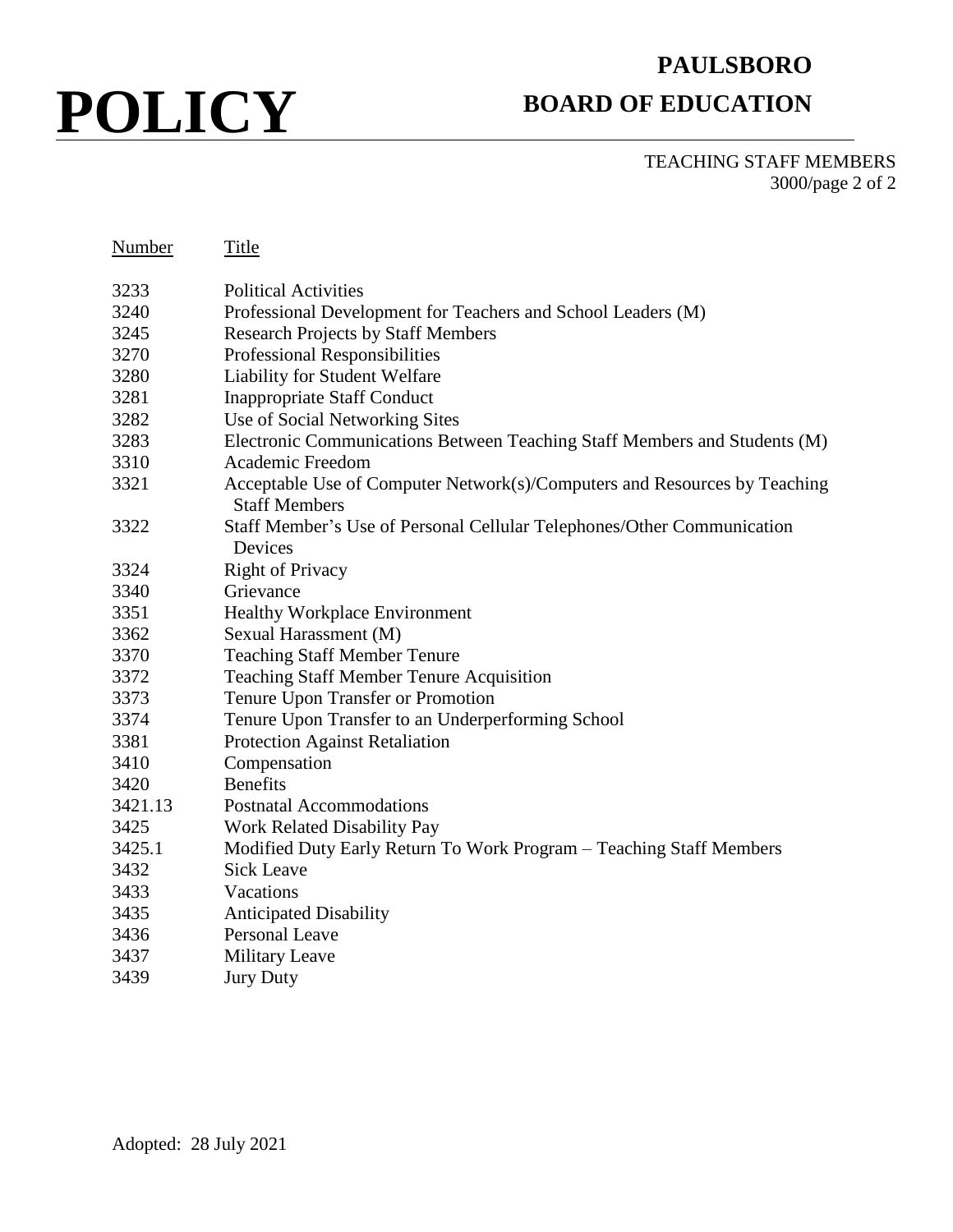| Number | Title |
|---|---|
| 3233 | Political Activities |
| 3240 | Professional Development for Teachers and School Leaders (M) |
| 3245 | Research Projects by Staff Members |
| 3270 | Professional Responsibilities |
| 3280 | Liability for Student Welfare |
| 3281 | Inappropriate Staff Conduct |
| 3282 | Use of Social Networking Sites |
| 3283 | Electronic Communications Between Teaching Staff Members and Students (M) |
| 3310 | Academic Freedom |
| 3321 | Acceptable Use of Computer Network(s)/Computers and Resources by Teaching Staff Members |
| 3322 | Staff Member's Use of Personal Cellular Telephones/Other Communication Devices |
| 3324 | Right of Privacy |
| 3340 | Grievance |
| 3351 | Healthy Workplace Environment |
| 3362 | Sexual Harassment (M) |
| 3370 | Teaching Staff Member Tenure |
| 3372 | Teaching Staff Member Tenure Acquisition |
| 3373 | Tenure Upon Transfer or Promotion |
| 3374 | Tenure Upon Transfer to an Underperforming School |
| 3381 | Protection Against Retaliation |
| 3410 | Compensation |
| 3420 | Benefits |
| 3421.13 | Postnatal Accommodations |
| 3425 | Work Related Disability Pay |
| 3425.1 | Modified Duty Early Return To Work Program – Teaching Staff Members |
| 3432 | Sick Leave |
| 3433 | Vacations |
| 3435 | Anticipated Disability |
| 3436 | Personal Leave |
| 3437 | Military Leave |
| 3439 | Jury Duty |

Adopted: 28 July 2021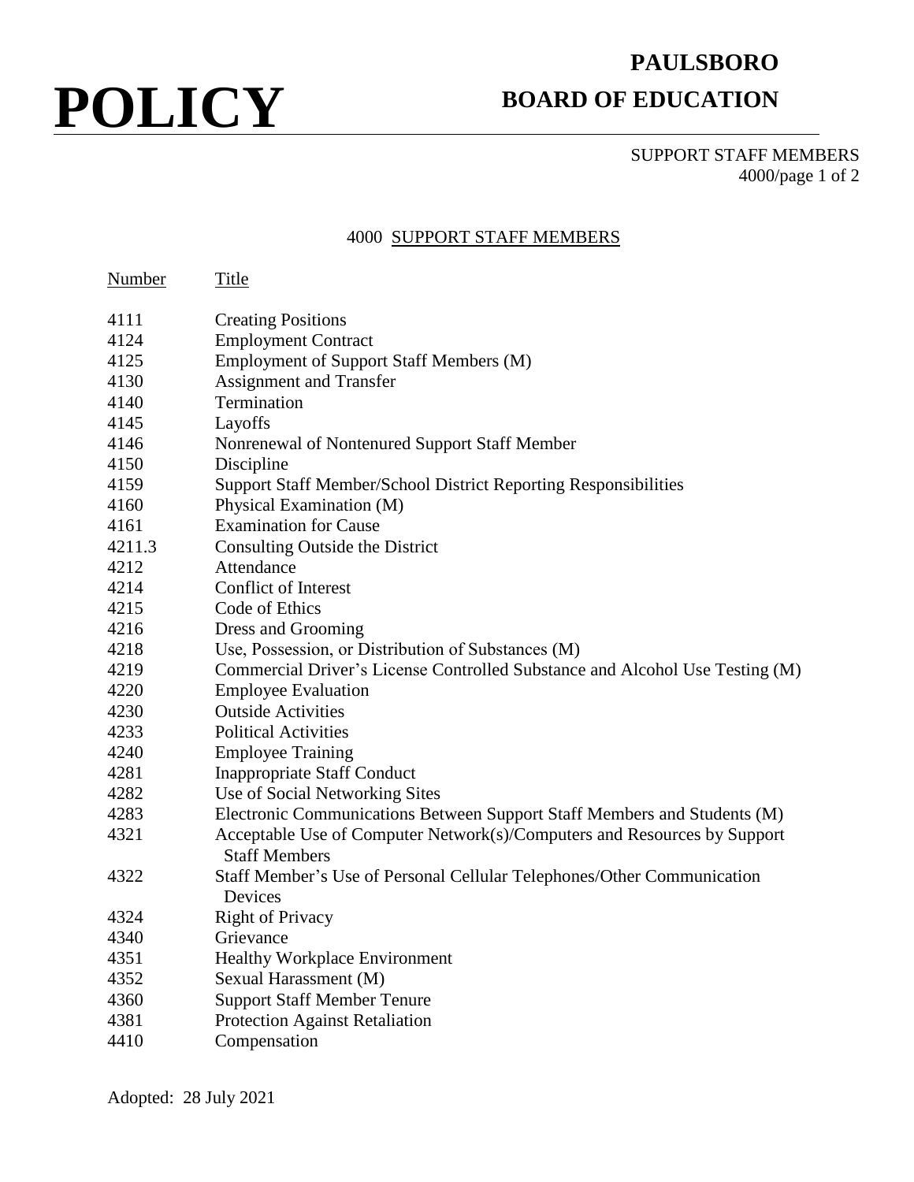# POLICY

## PAULSBORO BOARD OF EDUCATION

SUPPORT STAFF MEMBERS
4000/page 1 of 2

### 4000 SUPPORT STAFF MEMBERS

| Number | Title |
|---|---|
| 4111 | Creating Positions |
| 4124 | Employment Contract |
| 4125 | Employment of Support Staff Members (M) |
| 4130 | Assignment and Transfer |
| 4140 | Termination |
| 4145 | Layoffs |
| 4146 | Nonrenewal of Nontenured Support Staff Member |
| 4150 | Discipline |
| 4159 | Support Staff Member/School District Reporting Responsibilities |
| 4160 | Physical Examination (M) |
| 4161 | Examination for Cause |
| 4211.3 | Consulting Outside the District |
| 4212 | Attendance |
| 4214 | Conflict of Interest |
| 4215 | Code of Ethics |
| 4216 | Dress and Grooming |
| 4218 | Use, Possession, or Distribution of Substances (M) |
| 4219 | Commercial Driver's License Controlled Substance and Alcohol Use Testing (M) |
| 4220 | Employee Evaluation |
| 4230 | Outside Activities |
| 4233 | Political Activities |
| 4240 | Employee Training |
| 4281 | Inappropriate Staff Conduct |
| 4282 | Use of Social Networking Sites |
| 4283 | Electronic Communications Between Support Staff Members and Students (M) |
| 4321 | Acceptable Use of Computer Network(s)/Computers and Resources by Support Staff Members |
| 4322 | Staff Member's Use of Personal Cellular Telephones/Other Communication Devices |
| 4324 | Right of Privacy |
| 4340 | Grievance |
| 4351 | Healthy Workplace Environment |
| 4352 | Sexual Harassment (M) |
| 4360 | Support Staff Member Tenure |
| 4381 | Protection Against Retaliation |
| 4410 | Compensation |

Adopted: 28 July 2021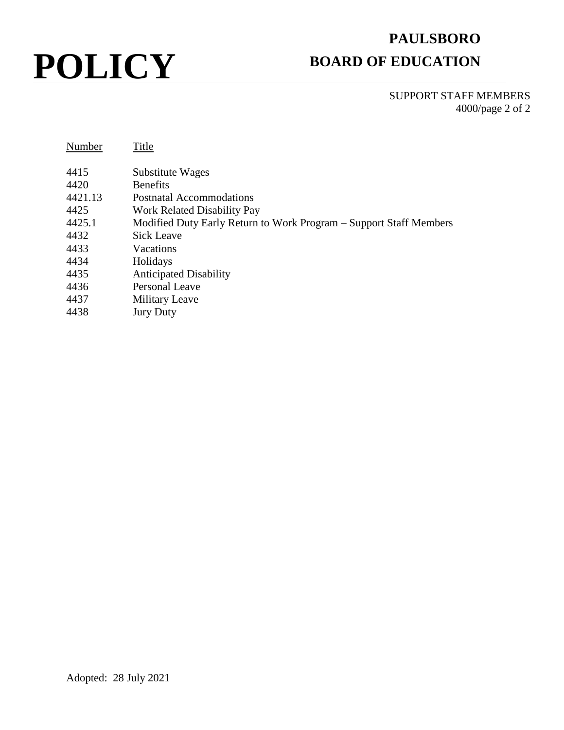| Number | Title |
|---|---|
| 4415 | Substitute Wages |
| 4420 | Benefits |
| 4421.13 | Postnatal Accommodations |
| 4425 | Work Related Disability Pay |
| 4425.1 | Modified Duty Early Return to Work Program – Support Staff Members |
| 4432 | Sick Leave |
| 4433 | Vacations |
| 4434 | Holidays |
| 4435 | Anticipated Disability |
| 4436 | Personal Leave |
| 4437 | Military Leave |
| 4438 | Jury Duty |

Adopted: 28 July 2021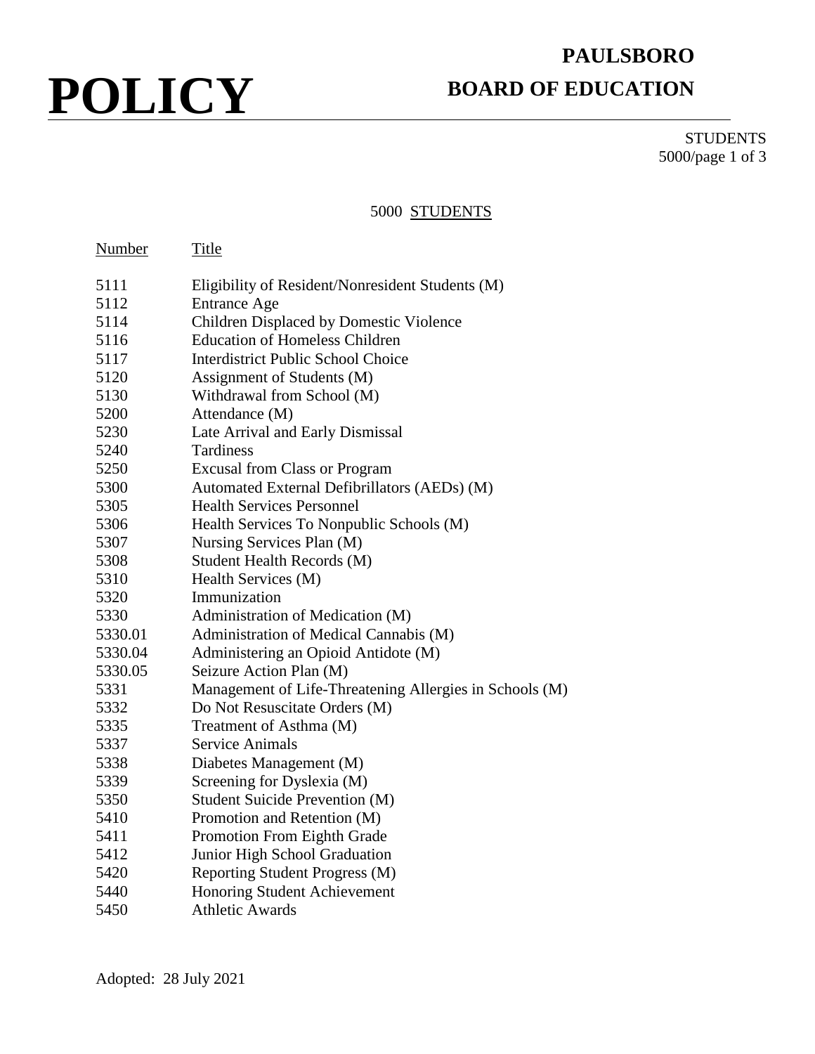# POLICY

## PAULSBORO BOARD OF EDUCATION

STUDENTS

### 5000 STUDENTS

| Number | Title |
|---|---|
| 5111 | Eligibility of Resident/Nonresident Students (M) |
| 5112 | Entrance Age |
| 5114 | Children Displaced by Domestic Violence |
| 5116 | Education of Homeless Children |
| 5117 | Interdistrict Public School Choice |
| 5120 | Assignment of Students (M) |
| 5130 | Withdrawal from School (M) |
| 5200 | Attendance (M) |
| 5230 | Late Arrival and Early Dismissal |
| 5240 | Tardiness |
| 5250 | Excusal from Class or Program |
| 5300 | Automated External Defibrillators (AEDs) (M) |
| 5305 | Health Services Personnel |
| 5306 | Health Services To Nonpublic Schools (M) |
| 5307 | Nursing Services Plan (M) |
| 5308 | Student Health Records (M) |
| 5310 | Health Services (M) |
| 5320 | Immunization |
| 5330 | Administration of Medication (M) |
| 5330.01 | Administration of Medical Cannabis (M) |
| 5330.04 | Administering an Opioid Antidote (M) |
| 5330.05 | Seizure Action Plan (M) |
| 5331 | Management of Life-Threatening Allergies in Schools (M) |
| 5332 | Do Not Resuscitate Orders (M) |
| 5335 | Treatment of Asthma (M) |
| 5337 | Service Animals |
| 5338 | Diabetes Management (M) |
| 5339 | Screening for Dyslexia (M) |
| 5350 | Student Suicide Prevention (M) |
| 5410 | Promotion and Retention (M) |
| 5411 | Promotion From Eighth Grade |
| 5412 | Junior High School Graduation |
| 5420 | Reporting Student Progress (M) |
| 5440 | Honoring Student Achievement |
| 5450 | Athletic Awards |

Adopted: 28 July 2021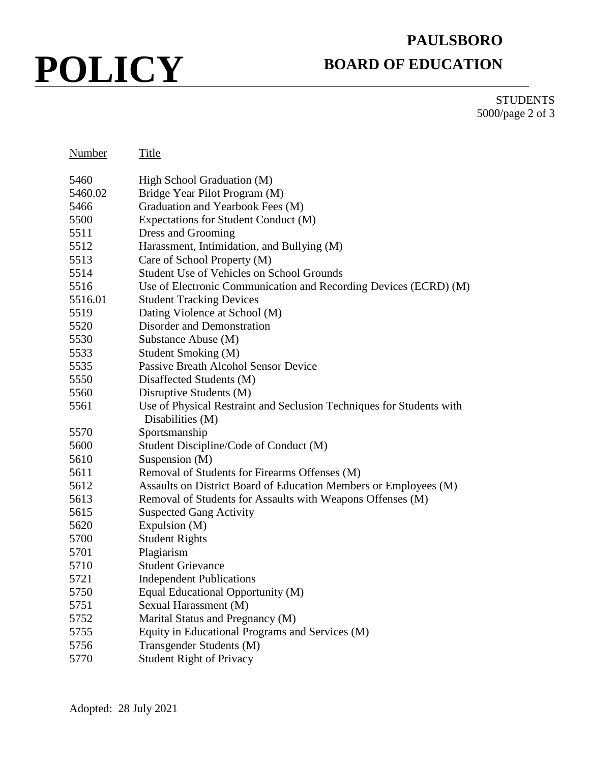| Number | Title |
|---|---|
| 5460 | High School Graduation (M) |
| 5460.02 | Bridge Year Pilot Program (M) |
| 5466 | Graduation and Yearbook Fees (M) |
| 5500 | Expectations for Student Conduct (M) |
| 5511 | Dress and Grooming |
| 5512 | Harassment, Intimidation, and Bullying (M) |
| 5513 | Care of School Property (M) |
| 5514 | Student Use of Vehicles on School Grounds |
| 5516 | Use of Electronic Communication and Recording Devices (ECRD) (M) |
| 5516.01 | Student Tracking Devices |
| 5519 | Dating Violence at School (M) |
| 5520 | Disorder and Demonstration |
| 5530 | Substance Abuse (M) |
| 5533 | Student Smoking (M) |
| 5535 | Passive Breath Alcohol Sensor Device |
| 5550 | Disaffected Students (M) |
| 5560 | Disruptive Students (M) |
| 5561 | Use of Physical Restraint and Seclusion Techniques for Students with Disabilities (M) |
| 5570 | Sportsmanship |
| 5600 | Student Discipline/Code of Conduct (M) |
| 5610 | Suspension (M) |
| 5611 | Removal of Students for Firearms Offenses (M) |
| 5612 | Assaults on District Board of Education Members or Employees (M) |
| 5613 | Removal of Students for Assaults with Weapons Offenses (M) |
| 5615 | Suspected Gang Activity |
| 5620 | Expulsion (M) |
| 5700 | Student Rights |
| 5701 | Plagiarism |
| 5710 | Student Grievance |
| 5721 | Independent Publications |
| 5750 | Equal Educational Opportunity (M) |
| 5751 | Sexual Harassment (M) |
| 5752 | Marital Status and Pregnancy (M) |
| 5755 | Equity in Educational Programs and Services (M) |
| 5756 | Transgender Students (M) |
| 5770 | Student Right of Privacy |

Adopted: 28 July 2021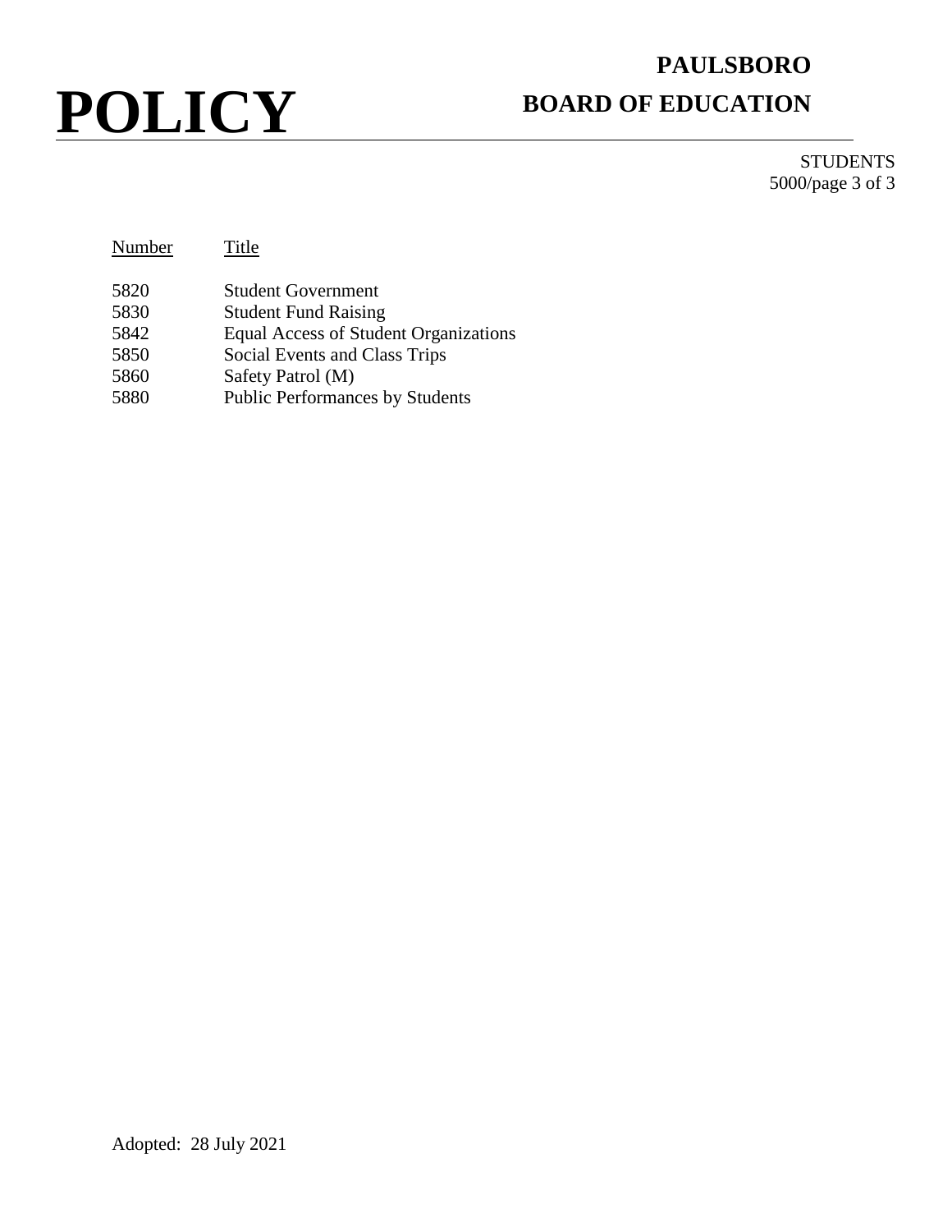| Number | Title |
|---|---|
| 5820 | Student Government |
| 5830 | Student Fund Raising |
| 5842 | Equal Access of Student Organizations |
| 5850 | Social Events and Class Trips |
| 5860 | Safety Patrol (M) |
| 5880 | Public Performances by Students |

Adopted: 28 July 2021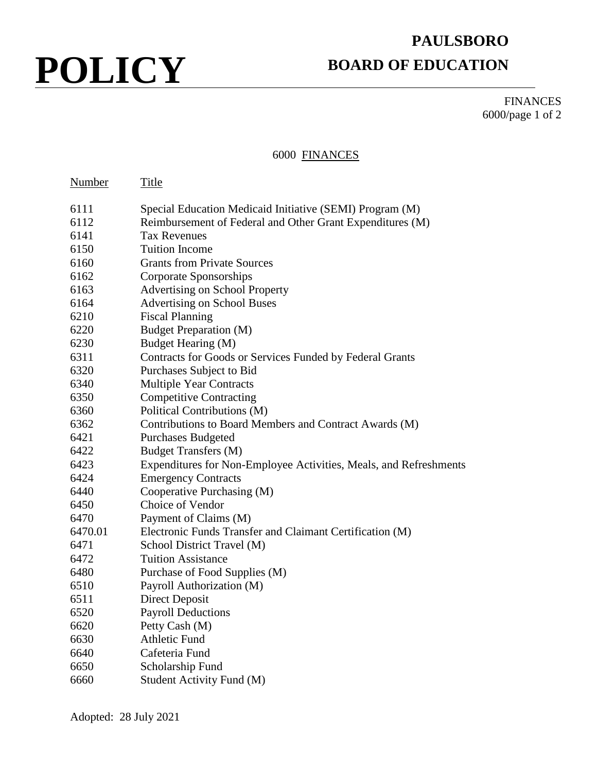# POLICY

## PAULSBORO BOARD OF EDUCATION

FINANCES
6000/page 1 of 2

### 6000 FINANCES

| Number | Title |
|---|---|
| 6111 | Special Education Medicaid Initiative (SEMI) Program (M) |
| 6112 | Reimbursement of Federal and Other Grant Expenditures (M) |
| 6141 | Tax Revenues |
| 6150 | Tuition Income |
| 6160 | Grants from Private Sources |
| 6162 | Corporate Sponsorships |
| 6163 | Advertising on School Property |
| 6164 | Advertising on School Buses |
| 6210 | Fiscal Planning |
| 6220 | Budget Preparation (M) |
| 6230 | Budget Hearing (M) |
| 6311 | Contracts for Goods or Services Funded by Federal Grants |
| 6320 | Purchases Subject to Bid |
| 6340 | Multiple Year Contracts |
| 6350 | Competitive Contracting |
| 6360 | Political Contributions (M) |
| 6362 | Contributions to Board Members and Contract Awards (M) |
| 6421 | Purchases Budgeted |
| 6422 | Budget Transfers (M) |
| 6423 | Expenditures for Non-Employee Activities, Meals, and Refreshments |
| 6424 | Emergency Contracts |
| 6440 | Cooperative Purchasing (M) |
| 6450 | Choice of Vendor |
| 6470 | Payment of Claims (M) |
| 6470.01 | Electronic Funds Transfer and Claimant Certification (M) |
| 6471 | School District Travel (M) |
| 6472 | Tuition Assistance |
| 6480 | Purchase of Food Supplies (M) |
| 6510 | Payroll Authorization (M) |
| 6511 | Direct Deposit |
| 6520 | Payroll Deductions |
| 6620 | Petty Cash (M) |
| 6630 | Athletic Fund |
| 6640 | Cafeteria Fund |
| 6650 | Scholarship Fund |
| 6660 | Student Activity Fund (M) |

Adopted: 28 July 2021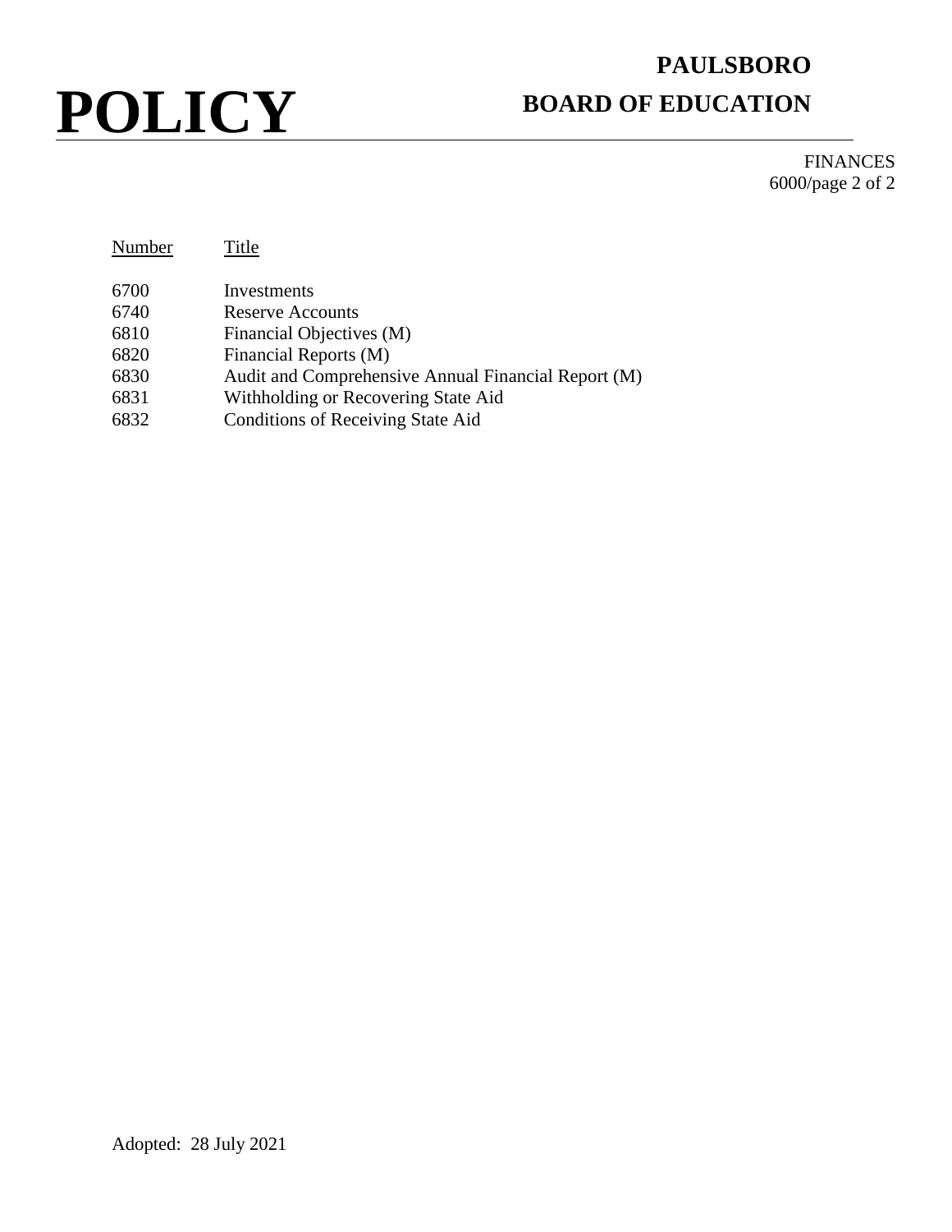| Number | Title |
|---|---|
| 6700 | Investments |
| 6740 | Reserve Accounts |
| 6810 | Financial Objectives (M) |
| 6820 | Financial Reports (M) |
| 6830 | Audit and Comprehensive Annual Financial Report (M) |
| 6831 | Withholding or Recovering State Aid |
| 6832 | Conditions of Receiving State Aid |

Adopted: 28 July 2021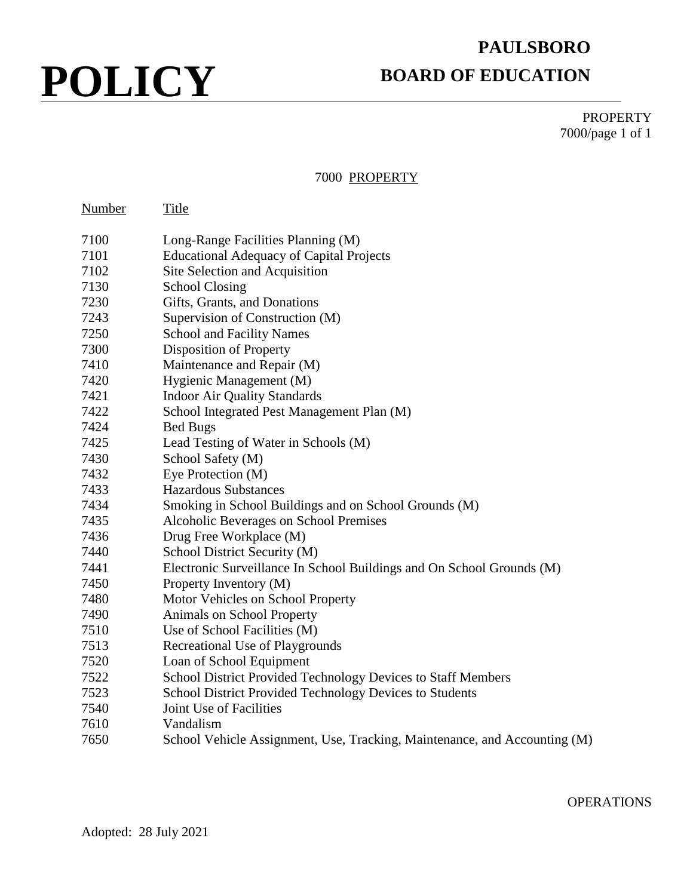# POLICY

## PAULSBORO BOARD OF EDUCATION

PROPERTY
7000/page 1 of 1

### 7000 PROPERTY

| Number | Title |
|---|---|
| 7100 | Long-Range Facilities Planning (M) |
| 7101 | Educational Adequacy of Capital Projects |
| 7102 | Site Selection and Acquisition |
| 7130 | School Closing |
| 7230 | Gifts, Grants, and Donations |
| 7243 | Supervision of Construction (M) |
| 7250 | School and Facility Names |
| 7300 | Disposition of Property |
| 7410 | Maintenance and Repair (M) |
| 7420 | Hygienic Management (M) |
| 7421 | Indoor Air Quality Standards |
| 7422 | School Integrated Pest Management Plan (M) |
| 7424 | Bed Bugs |
| 7425 | Lead Testing of Water in Schools (M) |
| 7430 | School Safety (M) |
| 7432 | Eye Protection (M) |
| 7433 | Hazardous Substances |
| 7434 | Smoking in School Buildings and on School Grounds (M) |
| 7435 | Alcoholic Beverages on School Premises |
| 7436 | Drug Free Workplace (M) |
| 7440 | School District Security (M) |
| 7441 | Electronic Surveillance In School Buildings and On School Grounds (M) |
| 7450 | Property Inventory (M) |
| 7480 | Motor Vehicles on School Property |
| 7490 | Animals on School Property |
| 7510 | Use of School Facilities (M) |
| 7513 | Recreational Use of Playgrounds |
| 7520 | Loan of School Equipment |
| 7522 | School District Provided Technology Devices to Staff Members |
| 7523 | School District Provided Technology Devices to Students |
| 7540 | Joint Use of Facilities |
| 7610 | Vandalism |
| 7650 | School Vehicle Assignment, Use, Tracking, Maintenance, and Accounting (M) |

OPERATIONS

Adopted: 28 July 2021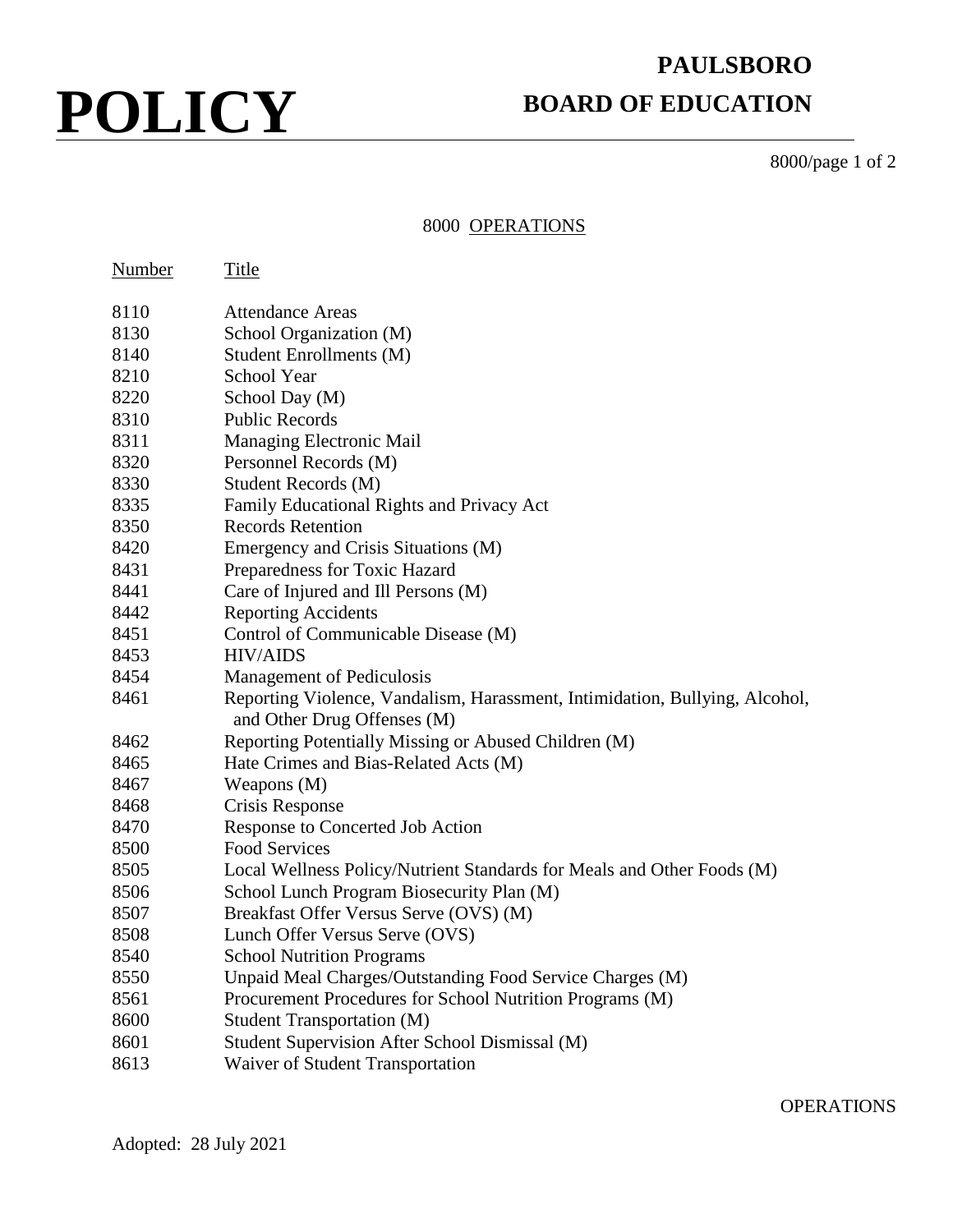# POLICY

## PAULSBORO BOARD OF EDUCATION

### 8000 OPERATIONS

| Number | Title |
|---|---|
| 8110 | Attendance Areas |
| 8130 | School Organization (M) |
| 8140 | Student Enrollments (M) |
| 8210 | School Year |
| 8220 | School Day (M) |
| 8310 | Public Records |
| 8311 | Managing Electronic Mail |
| 8320 | Personnel Records (M) |
| 8330 | Student Records (M) |
| 8335 | Family Educational Rights and Privacy Act |
| 8350 | Records Retention |
| 8420 | Emergency and Crisis Situations (M) |
| 8431 | Preparedness for Toxic Hazard |
| 8441 | Care of Injured and Ill Persons (M) |
| 8442 | Reporting Accidents |
| 8451 | Control of Communicable Disease (M) |
| 8453 | HIV/AIDS |
| 8454 | Management of Pediculosis |
| 8461 | Reporting Violence, Vandalism, Harassment, Intimidation, Bullying, Alcohol, and Other Drug Offenses (M) |
| 8462 | Reporting Potentially Missing or Abused Children (M) |
| 8465 | Hate Crimes and Bias-Related Acts (M) |
| 8467 | Weapons (M) |
| 8468 | Crisis Response |
| 8470 | Response to Concerted Job Action |
| 8500 | Food Services |
| 8505 | Local Wellness Policy/Nutrient Standards for Meals and Other Foods (M) |
| 8506 | School Lunch Program Biosecurity Plan (M) |
| 8507 | Breakfast Offer Versus Serve (OVS) (M) |
| 8508 | Lunch Offer Versus Serve (OVS) |
| 8540 | School Nutrition Programs |
| 8550 | Unpaid Meal Charges/Outstanding Food Service Charges (M) |
| 8561 | Procurement Procedures for School Nutrition Programs (M) |
| 8600 | Student Transportation (M) |
| 8601 | Student Supervision After School Dismissal (M) |
| 8613 | Waiver of Student Transportation |

Adopted: 28 July 2021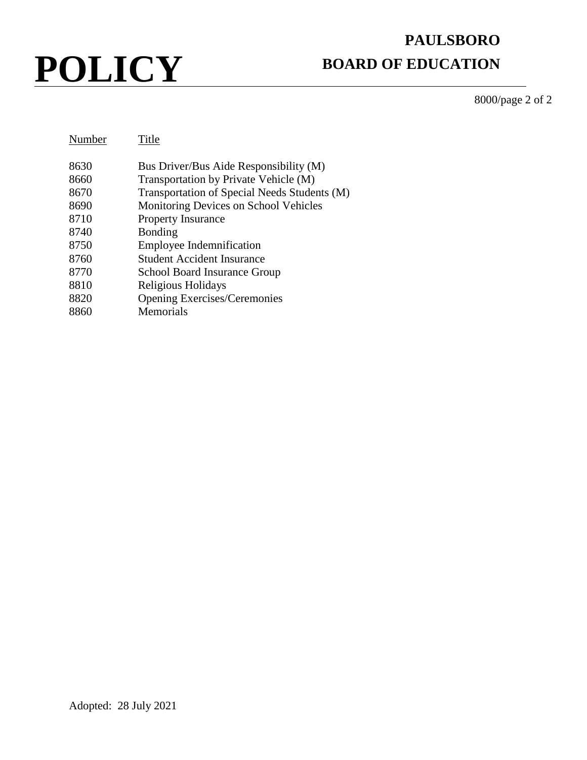| Number | Title |
|---|---|
| 8630 | Bus Driver/Bus Aide Responsibility (M) |
| 8660 | Transportation by Private Vehicle (M) |
| 8670 | Transportation of Special Needs Students (M) |
| 8690 | Monitoring Devices on School Vehicles |
| 8710 | Property Insurance |
| 8740 | Bonding |
| 8750 | Employee Indemnification |
| 8760 | Student Accident Insurance |
| 8770 | School Board Insurance Group |
| 8810 | Religious Holidays |
| 8820 | Opening Exercises/Ceremonies |
| 8860 | Memorials |

Adopted: 28 July 2021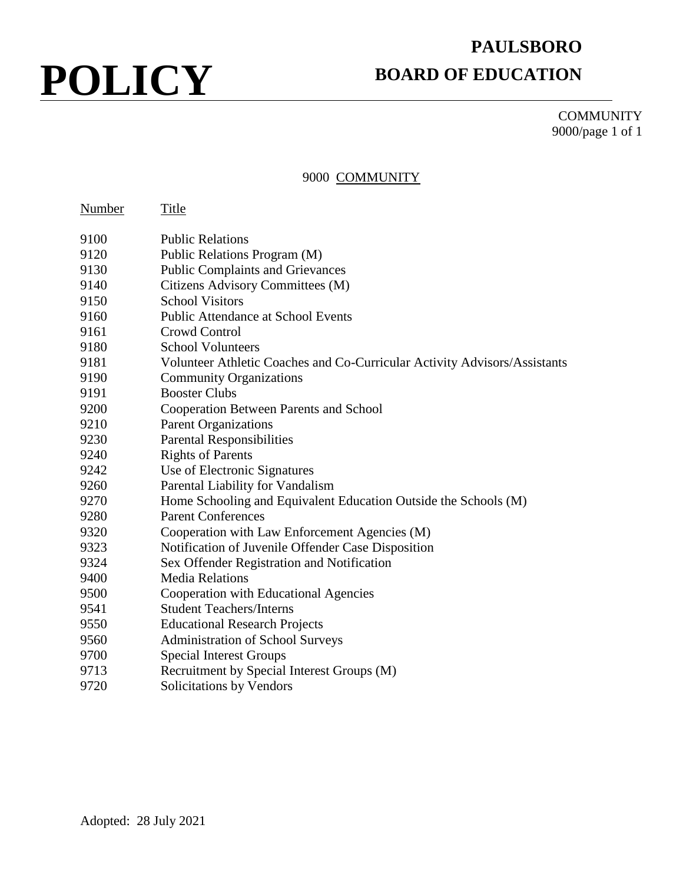# POLICY

## PAULSBORO BOARD OF EDUCATION

COMMUNITY
9000/page 1 of 1

### 9000 COMMUNITY

| Number | Title |
|---|---|
| 9100 | Public Relations |
| 9120 | Public Relations Program (M) |
| 9130 | Public Complaints and Grievances |
| 9140 | Citizens Advisory Committees (M) |
| 9150 | School Visitors |
| 9160 | Public Attendance at School Events |
| 9161 | Crowd Control |
| 9180 | School Volunteers |
| 9181 | Volunteer Athletic Coaches and Co-Curricular Activity Advisors/Assistants |
| 9190 | Community Organizations |
| 9191 | Booster Clubs |
| 9200 | Cooperation Between Parents and School |
| 9210 | Parent Organizations |
| 9230 | Parental Responsibilities |
| 9240 | Rights of Parents |
| 9242 | Use of Electronic Signatures |
| 9260 | Parental Liability for Vandalism |
| 9270 | Home Schooling and Equivalent Education Outside the Schools (M) |
| 9280 | Parent Conferences |
| 9320 | Cooperation with Law Enforcement Agencies (M) |
| 9323 | Notification of Juvenile Offender Case Disposition |
| 9324 | Sex Offender Registration and Notification |
| 9400 | Media Relations |
| 9500 | Cooperation with Educational Agencies |
| 9541 | Student Teachers/Interns |
| 9550 | Educational Research Projects |
| 9560 | Administration of School Surveys |
| 9700 | Special Interest Groups |
| 9713 | Recruitment by Special Interest Groups (M) |
| 9720 | Solicitations by Vendors |

Adopted: 28 July 2021